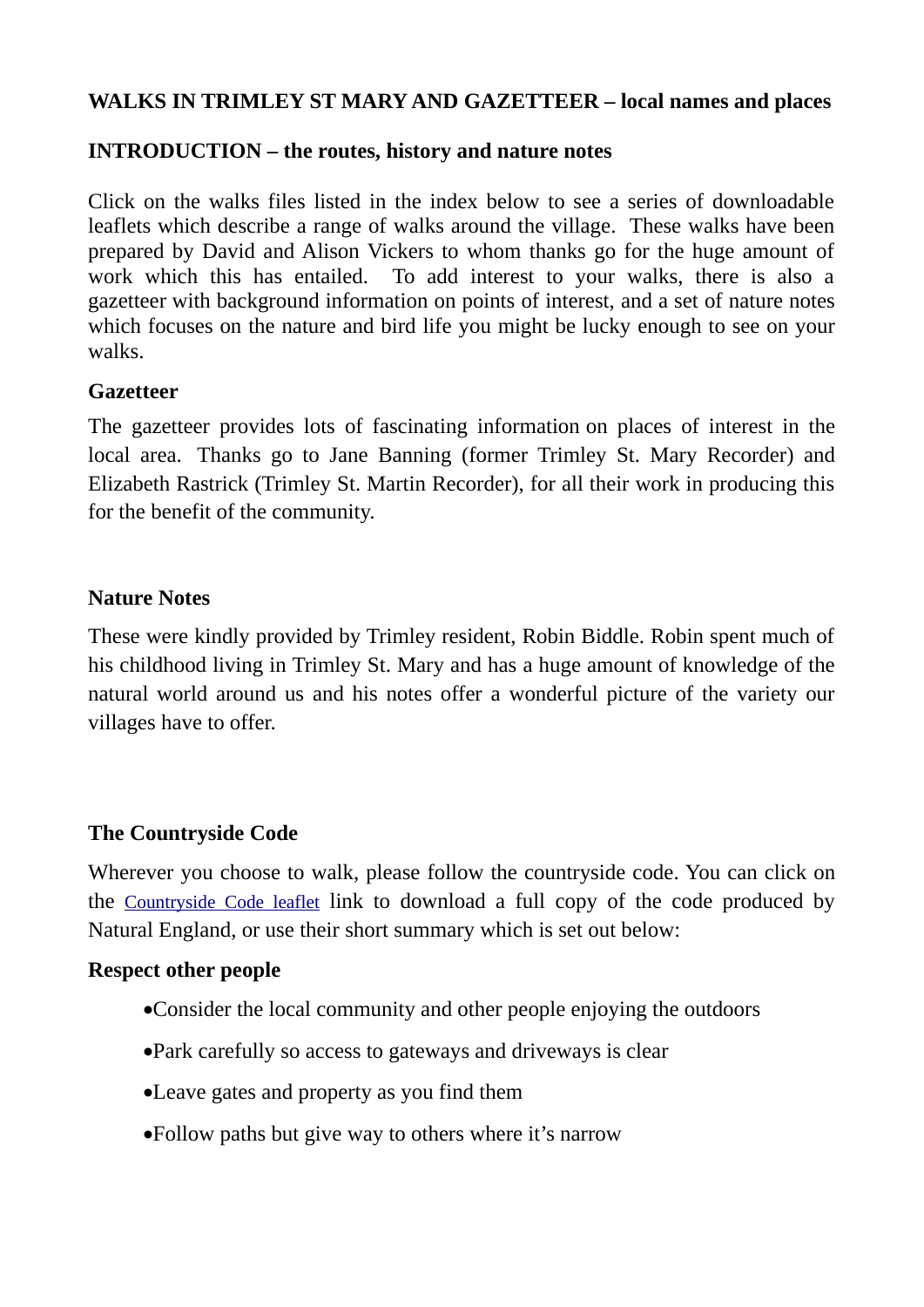**WALKS IN TRIMLEY ST MARY AND GAZETTEER – local names and places**

**INTRODUCTION – the routes, history and nature notes**

Click on the walks files listed in the index below to see a series of downloadable leaflets which describe a range of walks around the village. These walks have been prepared by David and Alison Vickers to whom thanks go for the huge amount of work which this has entailed. To add interest to your walks, there is also a gazetteer with background information on points of interest, and a set of nature notes which focuses on the nature and bird life you might be lucky enough to see on your walks.

**Gazetteer**

The gazetteer provides lots of fascinating information on places of interest in the local area. Thanks go to Jane Banning (former Trimley St. Mary Recorder) and Elizabeth Rastrick (Trimley St. Martin Recorder), for all their work in producing this for the benefit of the community.

**Nature Notes**

These were kindly provided by Trimley resident, Robin Biddle. Robin spent much of his childhood living in Trimley St. Mary and has a huge amount of knowledge of the natural world around us and his notes offer a wonderful picture of the variety our villages have to offer.

**The Countryside Code**

Wherever you choose to walk, please follow the countryside code. You can click on the Countryside Code leaflet link to download a full copy of the code produced by Natural England, or use their short summary which is set out below:

**Respect other people**

- Consider the local community and other people enjoying the outdoors
- Park carefully so access to gateways and driveways is clear
- Leave gates and property as you find them
- Follow paths but give way to others where it’s narrow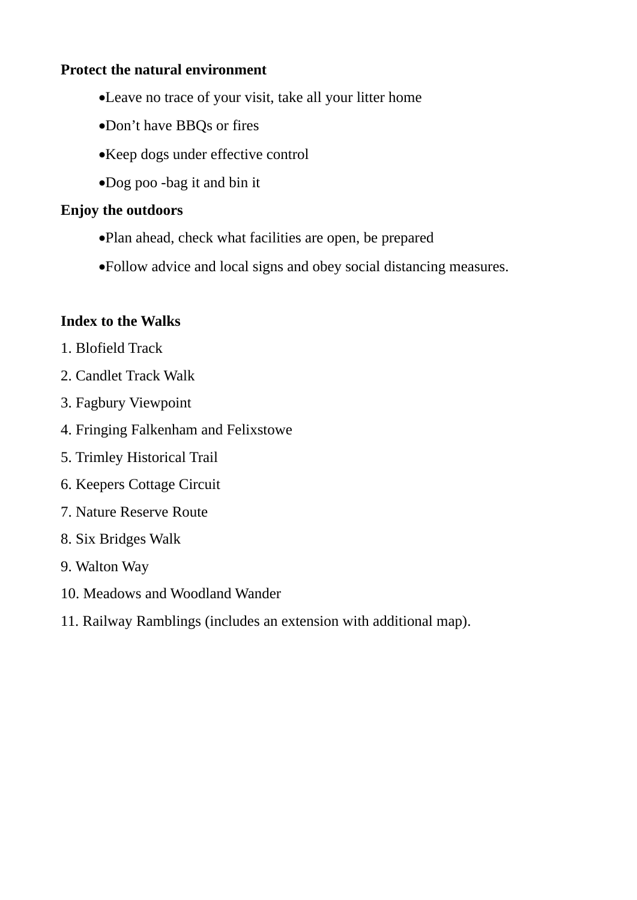**Protect the natural environment**

- Leave no trace of your visit, take all your litter home
- Don't have BBQs or fires
- Keep dogs under effective control
- Dog poo -bag it and bin it

**Enjoy the outdoors**

- Plan ahead, check what facilities are open, be prepared
- Follow advice and local signs and obey social distancing measures.

**Index to the Walks**

1. Blofield Track
2. Candlet Track Walk
3. Fagbury Viewpoint
4. Fringing Falkenham and Felixstowe
5. Trimley Historical Trail
6. Keepers Cottage Circuit
7. Nature Reserve Route
8. Six Bridges Walk
9. Walton Way
10. Meadows and Woodland Wander
11. Railway Ramblings (includes an extension with additional map).